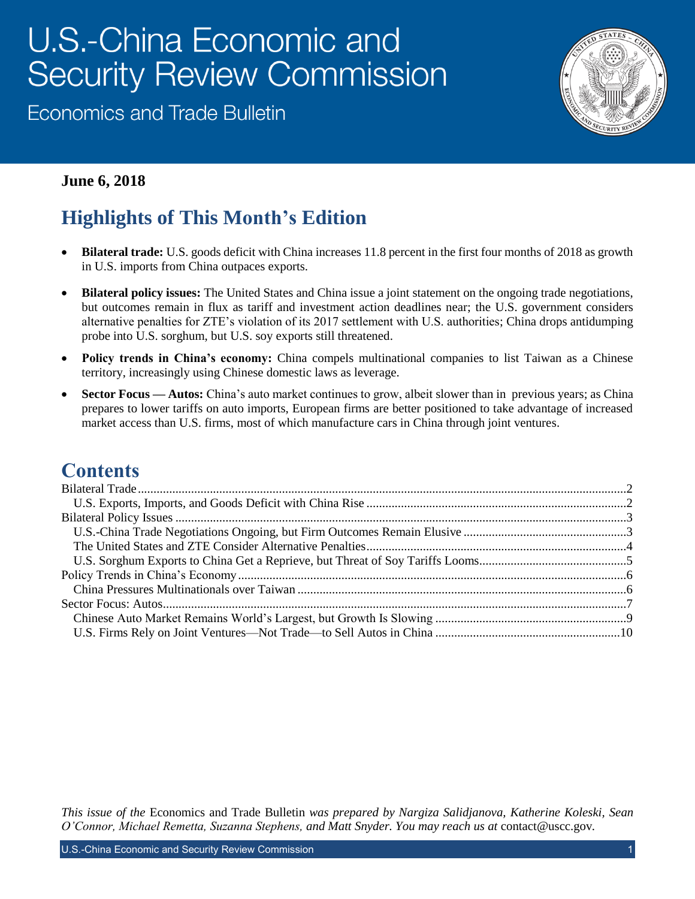# U.S.-China Economic and Security Review Commission

Economics and Trade Bulletin

**June 6, 2018**

## Highlights of This Month's Edition

- **Bilateral trade:** U.S. goods deficit with China increases 11.8 percent in the first four months of 2018 as growth in U.S. imports from China outpaces exports.
- **Bilateral policy issues:** The United States and China issue a joint statement on the ongoing trade negotiations, but outcomes remain in flux as tariff and investment action deadlines near; the U.S. government considers alternative penalties for ZTE's violation of its 2017 settlement with U.S. authorities; China drops antidumping probe into U.S. sorghum, but U.S. soy exports still threatened.
- **Policy trends in China's economy:** China compels multinational companies to list Taiwan as a Chinese territory, increasingly using Chinese domestic laws as leverage.
- **Sector Focus — Autos:** China's auto market continues to grow, albeit slower than in previous years; as China prepares to lower tariffs on auto imports, European firms are better positioned to take advantage of increased market access than U.S. firms, most of which manufacture cars in China through joint ventures.

## Contents

Bilateral Trade ... 2
- U.S. Exports, Imports, and Goods Deficit with China Rise ... 2

Bilateral Policy Issues ... 3
- U.S.-China Trade Negotiations Ongoing, but Firm Outcomes Remain Elusive ... 3
- The United States and ZTE Consider Alternative Penalties ... 4
- U.S. Sorghum Exports to China Get a Reprieve, but Threat of Soy Tariffs Looms ... 5

Policy Trends in China's Economy ... 6
- China Pressures Multinationals over Taiwan ... 6

Sector Focus: Autos ... 7
- Chinese Auto Market Remains World's Largest, but Growth Is Slowing ... 9
- U.S. Firms Rely on Joint Ventures—Not Trade—to Sell Autos in China ... 10

*This issue of the* Economics and Trade Bulletin *was prepared by Nargiza Salidjanova, Katherine Koleski, Sean O'Connor, Michael Remetta, Suzanna Stephens, and Matt Snyder. You may reach us at* contact@uscc.gov.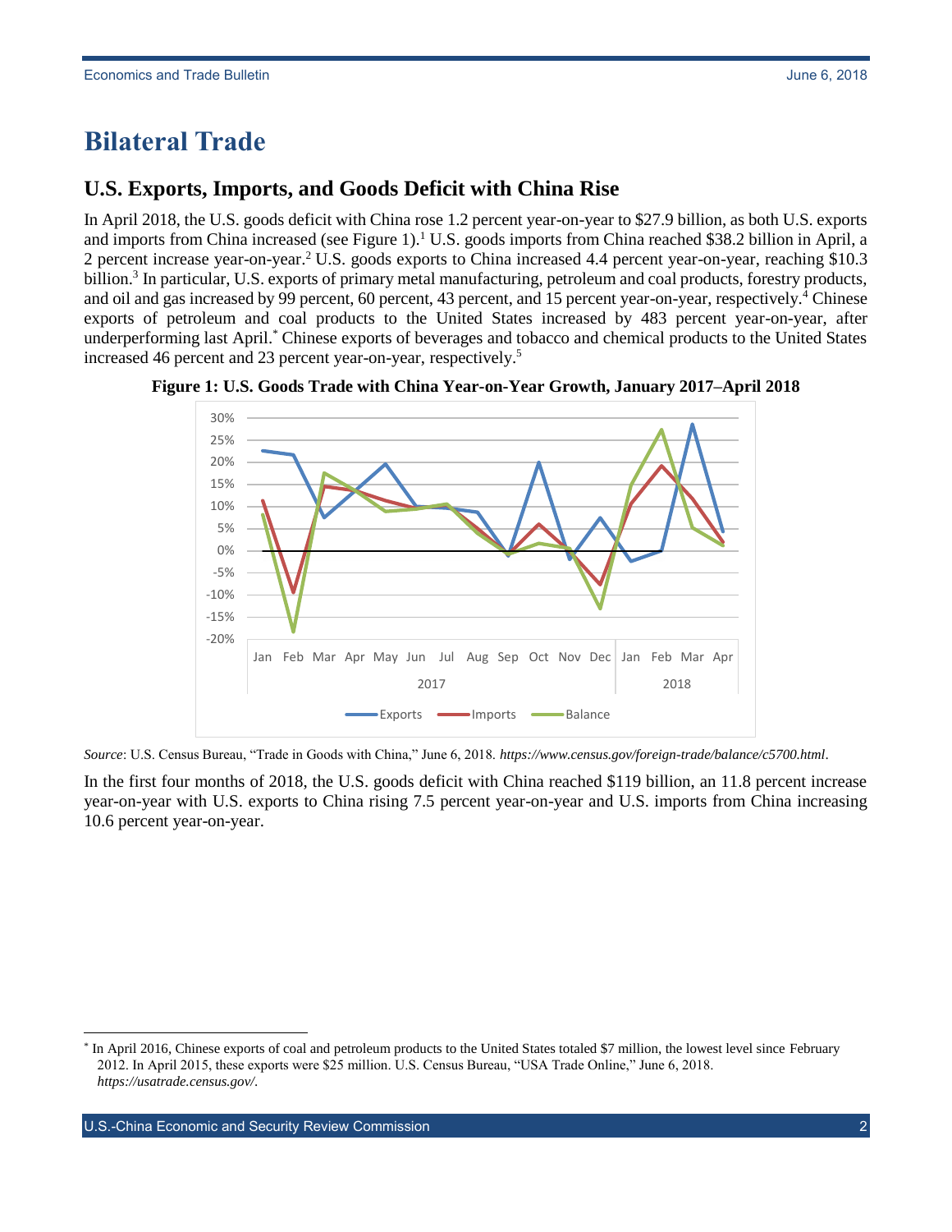# Bilateral Trade

## U.S. Exports, Imports, and Goods Deficit with China Rise

In April 2018, the U.S. goods deficit with China rose 1.2 percent year-on-year to $27.9 billion, as both U.S. exports and imports from China increased (see Figure 1).[1] U.S. goods imports from China reached $38.2 billion in April, a 2 percent increase year-on-year.[2] U.S. goods exports to China increased 4.4 percent year-on-year, reaching $10.3 billion.[3] In particular, U.S. exports of primary metal manufacturing, petroleum and coal products, forestry products, and oil and gas increased by 99 percent, 60 percent, 43 percent, and 15 percent year-on-year, respectively.[4] Chinese exports of petroleum and coal products to the United States increased by 483 percent year-on-year, after underperforming last April.[*] Chinese exports of beverages and tobacco and chemical products to the United States increased 46 percent and 23 percent year-on-year, respectively.[5]

**Figure 1: U.S. Goods Trade with China Year-on-Year Growth, January 2017–April 2018**

*Source*: U.S. Census Bureau, "Trade in Goods with China," June 6, 2018. *https://www.census.gov/foreign-trade/balance/c5700.html*.

In the first four months of 2018, the U.S. goods deficit with China reached $119 billion, an 11.8 percent increase year-on-year with U.S. exports to China rising 7.5 percent year-on-year and U.S. imports from China increasing 10.6 percent year-on-year.

---

[*] In April 2016, Chinese exports of coal and petroleum products to the United States totaled $7 million, the lowest level since February 2012. In April 2015, these exports were $25 million. U.S. Census Bureau, "USA Trade Online," June 6, 2018. *https://usatrade.census.gov/*.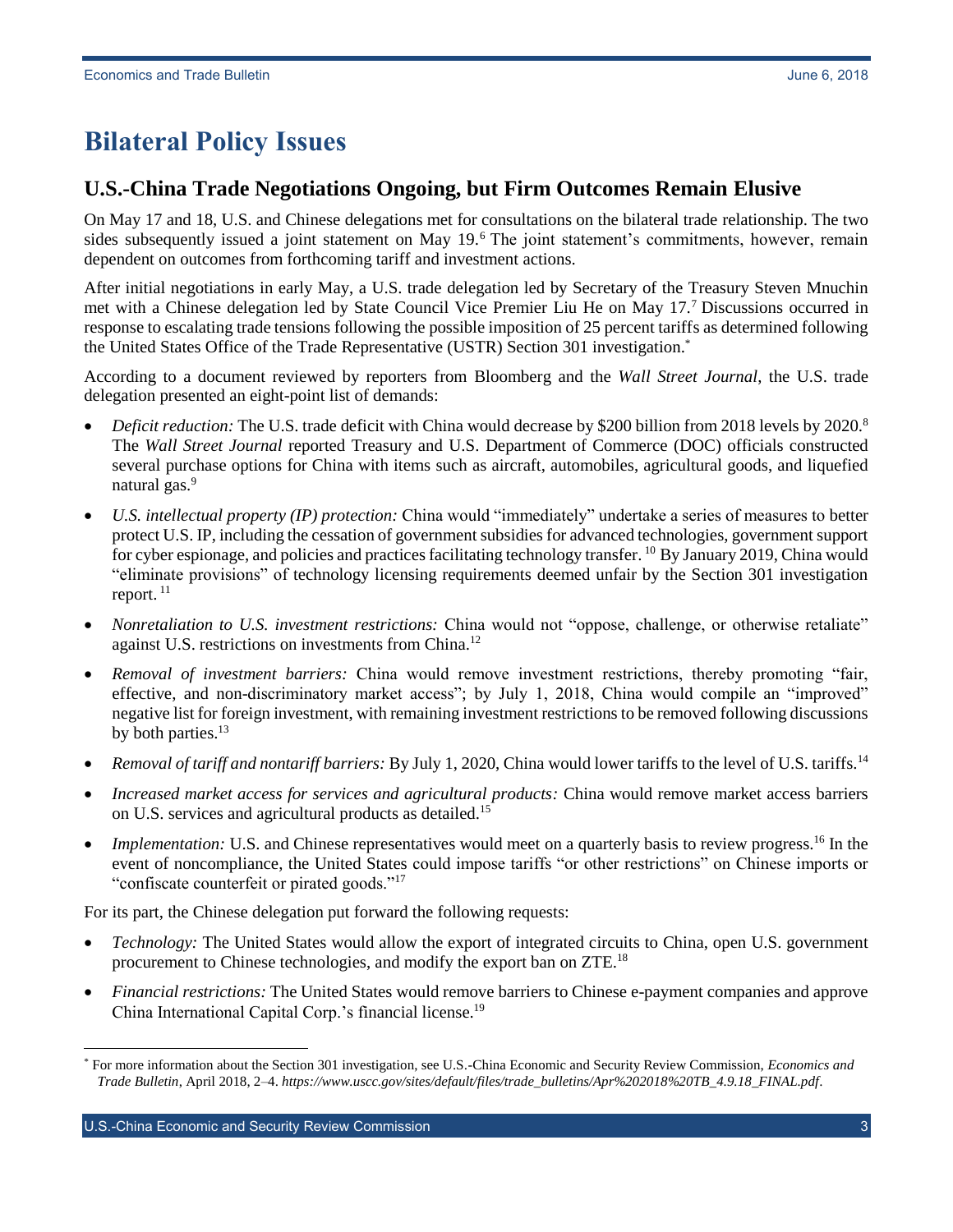# Bilateral Policy Issues

## U.S.-China Trade Negotiations Ongoing, but Firm Outcomes Remain Elusive

On May 17 and 18, U.S. and Chinese delegations met for consultations on the bilateral trade relationship. The two sides subsequently issued a joint statement on May 19.[6] The joint statement's commitments, however, remain dependent on outcomes from forthcoming tariff and investment actions.

After initial negotiations in early May, a U.S. trade delegation led by Secretary of the Treasury Steven Mnuchin met with a Chinese delegation led by State Council Vice Premier Liu He on May 17.[7] Discussions occurred in response to escalating trade tensions following the possible imposition of 25 percent tariffs as determined following the United States Office of the Trade Representative (USTR) Section 301 investigation.[*]

According to a document reviewed by reporters from Bloomberg and the *Wall Street Journal*, the U.S. trade delegation presented an eight-point list of demands:

- *Deficit reduction:* The U.S. trade deficit with China would decrease by $200 billion from 2018 levels by 2020.[8] The *Wall Street Journal* reported Treasury and U.S. Department of Commerce (DOC) officials constructed several purchase options for China with items such as aircraft, automobiles, agricultural goods, and liquefied natural gas.[9]
- *U.S. intellectual property (IP) protection:* China would "immediately" undertake a series of measures to better protect U.S. IP, including the cessation of government subsidies for advanced technologies, government support for cyber espionage, and policies and practices facilitating technology transfer.[10] By January 2019, China would "eliminate provisions" of technology licensing requirements deemed unfair by the Section 301 investigation report.[11]
- *Nonretaliation to U.S. investment restrictions:* China would not "oppose, challenge, or otherwise retaliate" against U.S. restrictions on investments from China.[12]
- *Removal of investment barriers:* China would remove investment restrictions, thereby promoting "fair, effective, and non-discriminatory market access"; by July 1, 2018, China would compile an "improved" negative list for foreign investment, with remaining investment restrictions to be removed following discussions by both parties.[13]
- *Removal of tariff and nontariff barriers:* By July 1, 2020, China would lower tariffs to the level of U.S. tariffs.[14]
- *Increased market access for services and agricultural products:* China would remove market access barriers on U.S. services and agricultural products as detailed.[15]
- *Implementation:* U.S. and Chinese representatives would meet on a quarterly basis to review progress.[16] In the event of noncompliance, the United States could impose tariffs "or other restrictions" on Chinese imports or "confiscate counterfeit or pirated goods."[17]

For its part, the Chinese delegation put forward the following requests:

- *Technology:* The United States would allow the export of integrated circuits to China, open U.S. government procurement to Chinese technologies, and modify the export ban on ZTE.[18]
- *Financial restrictions:* The United States would remove barriers to Chinese e-payment companies and approve China International Capital Corp.'s financial license.[19]

---

[*] For more information about the Section 301 investigation, see U.S.-China Economic and Security Review Commission, *Economics and Trade Bulletin*, April 2018, 2–4. *https://www.uscc.gov/sites/default/files/trade_bulletins/Apr%202018%20TB_4.9.18_FINAL.pdf*.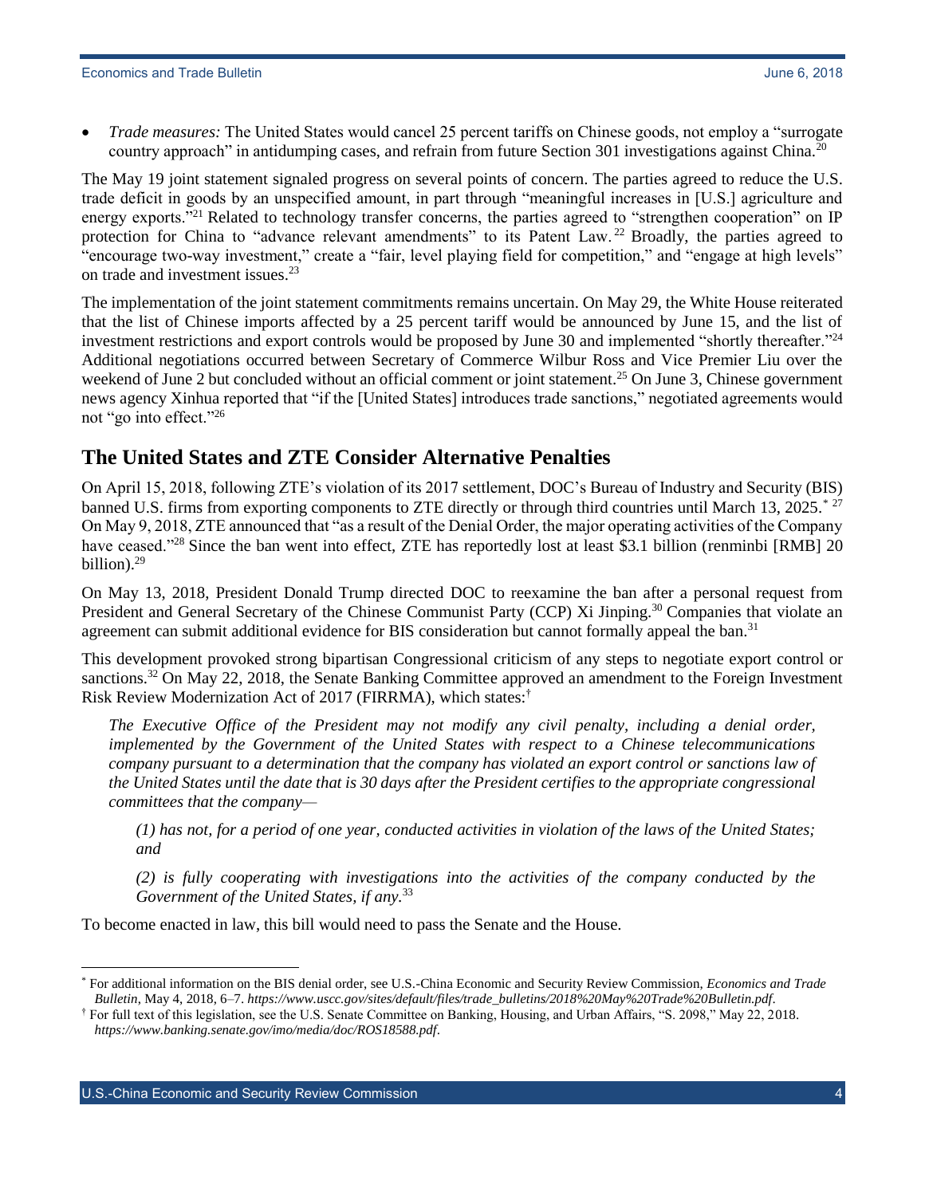- *Trade measures:* The United States would cancel 25 percent tariffs on Chinese goods, not employ a "surrogate country approach" in antidumping cases, and refrain from future Section 301 investigations against China.[20]

The May 19 joint statement signaled progress on several points of concern. The parties agreed to reduce the U.S. trade deficit in goods by an unspecified amount, in part through "meaningful increases in [U.S.] agriculture and energy exports."[21] Related to technology transfer concerns, the parties agreed to "strengthen cooperation" on IP protection for China to "advance relevant amendments" to its Patent Law.[22] Broadly, the parties agreed to "encourage two-way investment," create a "fair, level playing field for competition," and "engage at high levels" on trade and investment issues.[23]

The implementation of the joint statement commitments remains uncertain. On May 29, the White House reiterated that the list of Chinese imports affected by a 25 percent tariff would be announced by June 15, and the list of investment restrictions and export controls would be proposed by June 30 and implemented "shortly thereafter."[24] Additional negotiations occurred between Secretary of Commerce Wilbur Ross and Vice Premier Liu over the weekend of June 2 but concluded without an official comment or joint statement.[25] On June 3, Chinese government news agency Xinhua reported that "if the [United States] introduces trade sanctions," negotiated agreements would not "go into effect."[26]

## The United States and ZTE Consider Alternative Penalties

On April 15, 2018, following ZTE's violation of its 2017 settlement, DOC's Bureau of Industry and Security (BIS) banned U.S. firms from exporting components to ZTE directly or through third countries until March 13, 2025.[*] [27] On May 9, 2018, ZTE announced that "as a result of the Denial Order, the major operating activities of the Company have ceased."[28] Since the ban went into effect, ZTE has reportedly lost at least $3.1 billion (renminbi [RMB] 20 billion).[29]

On May 13, 2018, President Donald Trump directed DOC to reexamine the ban after a personal request from President and General Secretary of the Chinese Communist Party (CCP) Xi Jinping.[30] Companies that violate an agreement can submit additional evidence for BIS consideration but cannot formally appeal the ban.[31]

This development provoked strong bipartisan Congressional criticism of any steps to negotiate export control or sanctions.[32] On May 22, 2018, the Senate Banking Committee approved an amendment to the Foreign Investment Risk Review Modernization Act of 2017 (FIRRMA), which states:[†]

> *The Executive Office of the President may not modify any civil penalty, including a denial order, implemented by the Government of the United States with respect to a Chinese telecommunications company pursuant to a determination that the company has violated an export control or sanctions law of the United States until the date that is 30 days after the President certifies to the appropriate congressional committees that the company—*
>
> *(1) has not, for a period of one year, conducted activities in violation of the laws of the United States; and*
>
> *(2) is fully cooperating with investigations into the activities of the company conducted by the Government of the United States, if any.*[33]

To become enacted in law, this bill would need to pass the Senate and the House.

---

[*] For additional information on the BIS denial order, see U.S.-China Economic and Security Review Commission, *Economics and Trade Bulletin*, May 4, 2018, 6–7. *https://www.uscc.gov/sites/default/files/trade_bulletins/2018%20May%20Trade%20Bulletin.pdf*.

[†] For full text of this legislation, see the U.S. Senate Committee on Banking, Housing, and Urban Affairs, "S. 2098," May 22, 2018. *https://www.banking.senate.gov/imo/media/doc/ROS18588.pdf*.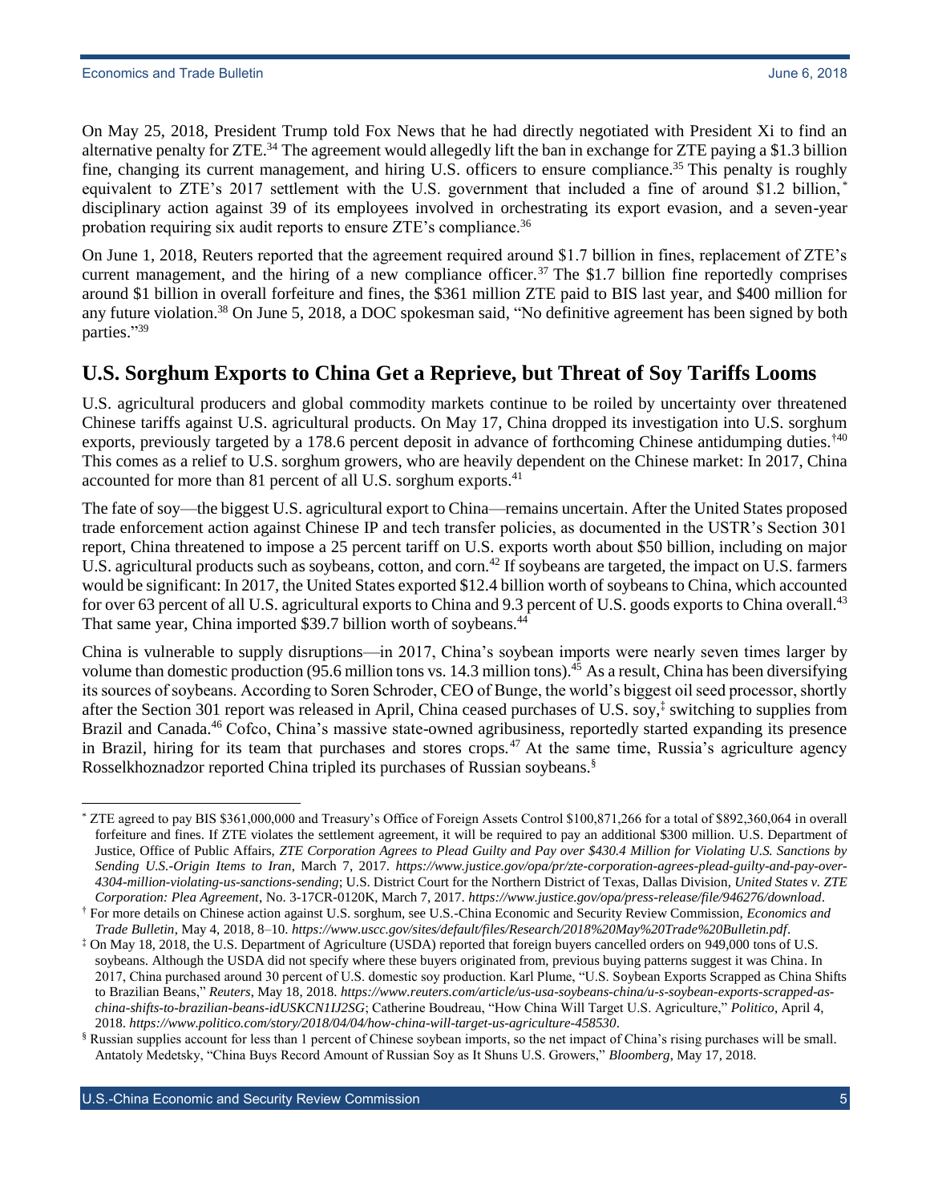On May 25, 2018, President Trump told Fox News that he had directly negotiated with President Xi to find an alternative penalty for ZTE.[34] The agreement would allegedly lift the ban in exchange for ZTE paying a $1.3 billion fine, changing its current management, and hiring U.S. officers to ensure compliance.[35] This penalty is roughly equivalent to ZTE's 2017 settlement with the U.S. government that included a fine of around $1.2 billion,[*] disciplinary action against 39 of its employees involved in orchestrating its export evasion, and a seven-year probation requiring six audit reports to ensure ZTE's compliance.[36]

On June 1, 2018, Reuters reported that the agreement required around $1.7 billion in fines, replacement of ZTE's current management, and the hiring of a new compliance officer.[37] The $1.7 billion fine reportedly comprises around $1 billion in overall forfeiture and fines, the $361 million ZTE paid to BIS last year, and $400 million for any future violation.[38] On June 5, 2018, a DOC spokesman said, "No definitive agreement has been signed by both parties."[39]

## U.S. Sorghum Exports to China Get a Reprieve, but Threat of Soy Tariffs Looms

U.S. agricultural producers and global commodity markets continue to be roiled by uncertainty over threatened Chinese tariffs against U.S. agricultural products. On May 17, China dropped its investigation into U.S. sorghum exports, previously targeted by a 178.6 percent deposit in advance of forthcoming Chinese antidumping duties.[†40] This comes as a relief to U.S. sorghum growers, who are heavily dependent on the Chinese market: In 2017, China accounted for more than 81 percent of all U.S. sorghum exports.[41]

The fate of soy—the biggest U.S. agricultural export to China—remains uncertain. After the United States proposed trade enforcement action against Chinese IP and tech transfer policies, as documented in the USTR's Section 301 report, China threatened to impose a 25 percent tariff on U.S. exports worth about $50 billion, including on major U.S. agricultural products such as soybeans, cotton, and corn.[42] If soybeans are targeted, the impact on U.S. farmers would be significant: In 2017, the United States exported $12.4 billion worth of soybeans to China, which accounted for over 63 percent of all U.S. agricultural exports to China and 9.3 percent of U.S. goods exports to China overall.[43] That same year, China imported $39.7 billion worth of soybeans.[44]

China is vulnerable to supply disruptions—in 2017, China's soybean imports were nearly seven times larger by volume than domestic production (95.6 million tons vs. 14.3 million tons).[45] As a result, China has been diversifying its sources of soybeans. According to Soren Schroder, CEO of Bunge, the world's biggest oil seed processor, shortly after the Section 301 report was released in April, China ceased purchases of U.S. soy,[‡] switching to supplies from Brazil and Canada.[46] Cofco, China's massive state-owned agribusiness, reportedly started expanding its presence in Brazil, hiring for its team that purchases and stores crops.[47] At the same time, Russia's agriculture agency Rosselkhoznadzor reported China tripled its purchases of Russian soybeans.[§]

---

[*] ZTE agreed to pay BIS $361,000,000 and Treasury's Office of Foreign Assets Control $100,871,266 for a total of $892,360,064 in overall forfeiture and fines. If ZTE violates the settlement agreement, it will be required to pay an additional $300 million. U.S. Department of Justice, Office of Public Affairs, *ZTE Corporation Agrees to Plead Guilty and Pay over $430.4 Million for Violating U.S. Sanctions by Sending U.S.-Origin Items to Iran*, March 7, 2017. *https://www.justice.gov/opa/pr/zte-corporation-agrees-plead-guilty-and-pay-over-4304-million-violating-us-sanctions-sending*; U.S. District Court for the Northern District of Texas, Dallas Division, *United States v. ZTE Corporation: Plea Agreement*, No. 3-17CR-0120K, March 7, 2017. *https://www.justice.gov/opa/press-release/file/946276/download*.

[†] For more details on Chinese action against U.S. sorghum, see U.S.-China Economic and Security Review Commission, *Economics and Trade Bulletin*, May 4, 2018, 8–10. *https://www.uscc.gov/sites/default/files/Research/2018%20May%20Trade%20Bulletin.pdf*.

[‡] On May 18, 2018, the U.S. Department of Agriculture (USDA) reported that foreign buyers cancelled orders on 949,000 tons of U.S. soybeans. Although the USDA did not specify where these buyers originated from, previous buying patterns suggest it was China. In 2017, China purchased around 30 percent of U.S. domestic soy production. Karl Plume, "U.S. Soybean Exports Scrapped as China Shifts to Brazilian Beans," *Reuters*, May 18, 2018. *https://www.reuters.com/article/us-usa-soybeans-china/u-s-soybean-exports-scrapped-as-china-shifts-to-brazilian-beans-idUSKCN1IJ2SG*; Catherine Boudreau, "How China Will Target U.S. Agriculture," *Politico*, April 4, 2018. *https://www.politico.com/story/2018/04/04/how-china-will-target-us-agriculture-458530*.

[§] Russian supplies account for less than 1 percent of Chinese soybean imports, so the net impact of China's rising purchases will be small. Antatoly Medetsky, "China Buys Record Amount of Russian Soy as It Shuns U.S. Growers," *Bloomberg*, May 17, 2018.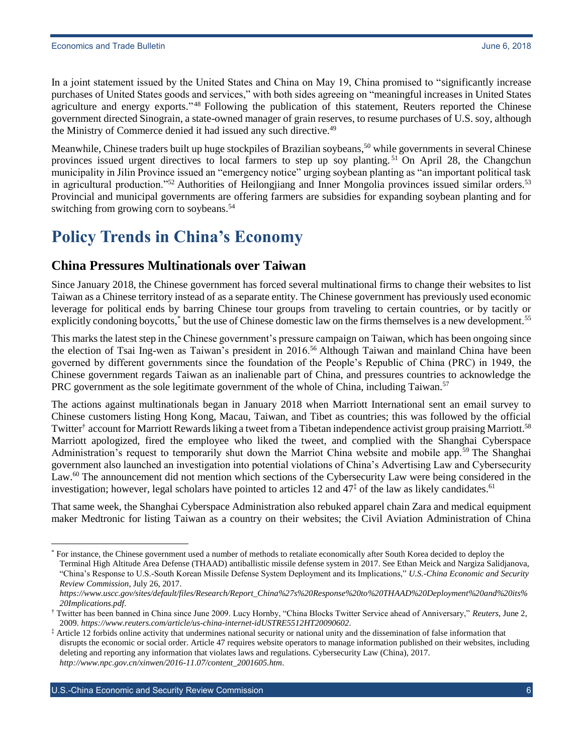In a joint statement issued by the United States and China on May 19, China promised to "significantly increase purchases of United States goods and services," with both sides agreeing on "meaningful increases in United States agriculture and energy exports."[48] Following the publication of this statement, Reuters reported the Chinese government directed Sinograin, a state-owned manager of grain reserves, to resume purchases of U.S. soy, although the Ministry of Commerce denied it had issued any such directive.[49]

Meanwhile, Chinese traders built up huge stockpiles of Brazilian soybeans,[50] while governments in several Chinese provinces issued urgent directives to local farmers to step up soy planting.[51] On April 28, the Changchun municipality in Jilin Province issued an "emergency notice" urging soybean planting as "an important political task in agricultural production."[52] Authorities of Heilongjiang and Inner Mongolia provinces issued similar orders.[53] Provincial and municipal governments are offering farmers are subsidies for expanding soybean planting and for switching from growing corn to soybeans.[54]

# Policy Trends in China's Economy

## China Pressures Multinationals over Taiwan

Since January 2018, the Chinese government has forced several multinational firms to change their websites to list Taiwan as a Chinese territory instead of as a separate entity. The Chinese government has previously used economic leverage for political ends by barring Chinese tour groups from traveling to certain countries, or by tacitly or explicitly condoning boycotts,* but the use of Chinese domestic law on the firms themselves is a new development.[55]

This marks the latest step in the Chinese government's pressure campaign on Taiwan, which has been ongoing since the election of Tsai Ing-wen as Taiwan's president in 2016.[56] Although Taiwan and mainland China have been governed by different governments since the foundation of the People's Republic of China (PRC) in 1949, the Chinese government regards Taiwan as an inalienable part of China, and pressures countries to acknowledge the PRC government as the sole legitimate government of the whole of China, including Taiwan.[57]

The actions against multinationals began in January 2018 when Marriott International sent an email survey to Chinese customers listing Hong Kong, Macau, Taiwan, and Tibet as countries; this was followed by the official Twitter† account for Marriott Rewards liking a tweet from a Tibetan independence activist group praising Marriott.[58] Marriott apologized, fired the employee who liked the tweet, and complied with the Shanghai Cyberspace Administration's request to temporarily shut down the Marriot China website and mobile app.[59] The Shanghai government also launched an investigation into potential violations of China's Advertising Law and Cybersecurity Law.[60] The announcement did not mention which sections of the Cybersecurity Law were being considered in the investigation; however, legal scholars have pointed to articles 12 and 47‡ of the law as likely candidates.[61]

That same week, the Shanghai Cyberspace Administration also rebuked apparel chain Zara and medical equipment maker Medtronic for listing Taiwan as a country on their websites; the Civil Aviation Administration of China

---

\* For instance, the Chinese government used a number of methods to retaliate economically after South Korea decided to deploy the Terminal High Altitude Area Defense (THAAD) antiballistic missile defense system in 2017. See Ethan Meick and Nargiza Salidjanova, "China's Response to U.S.-South Korean Missile Defense System Deployment and its Implications," *U.S.-China Economic and Security Review Commission*, July 26, 2017. *https://www.uscc.gov/sites/default/files/Research/Report_China%27s%20Response%20to%20THAAD%20Deployment%20and%20its%20Implications.pdf*.

† Twitter has been banned in China since June 2009. Lucy Hornby, "China Blocks Twitter Service ahead of Anniversary," *Reuters*, June 2, 2009. *https://www.reuters.com/article/us-china-internet-idUSTRE5512HT20090602*.

‡ Article 12 forbids online activity that undermines national security or national unity and the dissemination of false information that disrupts the economic or social order. Article 47 requires website operators to manage information published on their websites, including deleting and reporting any information that violates laws and regulations. Cybersecurity Law (China), 2017. *http://www.npc.gov.cn/xinwen/2016-11.07/content_2001605.htm*.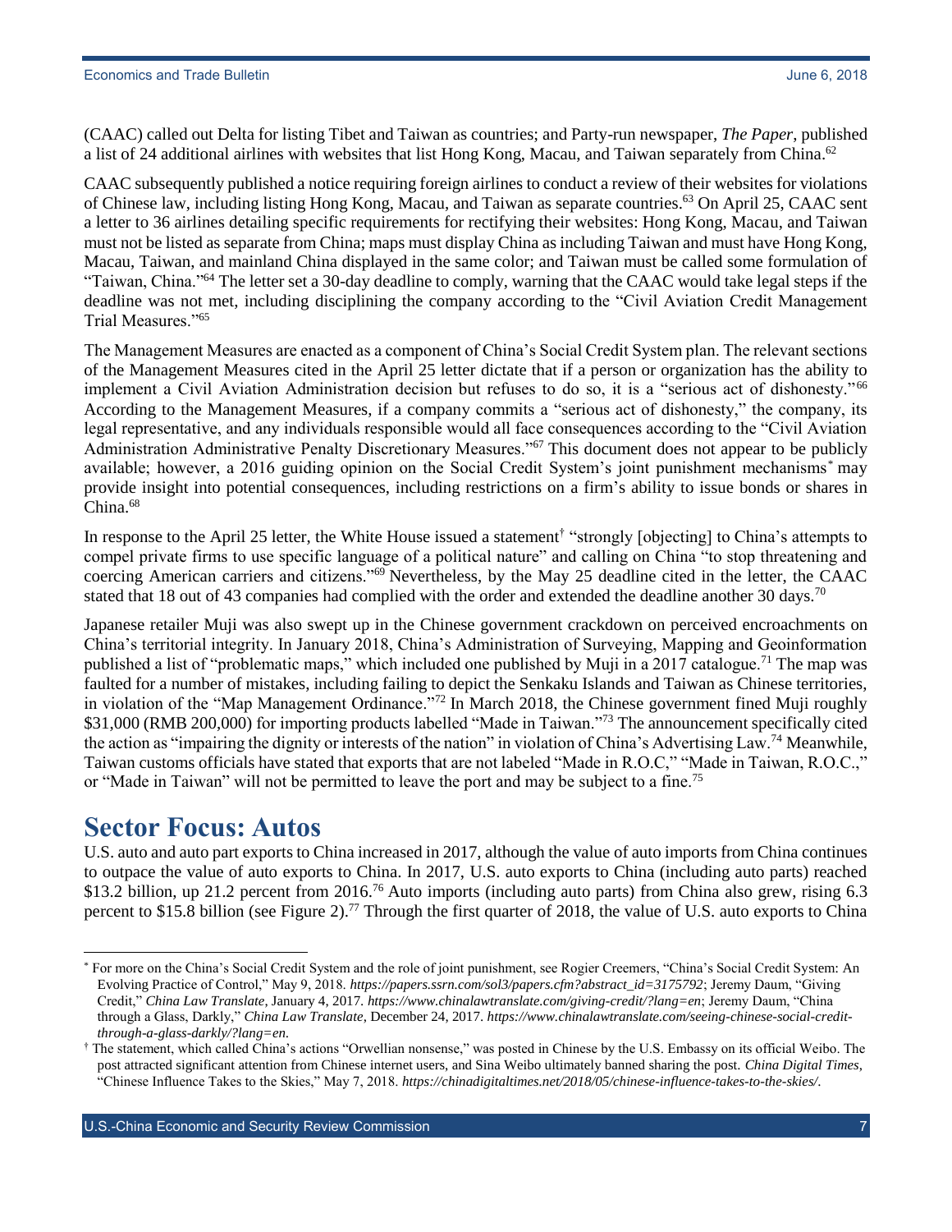(CAAC) called out Delta for listing Tibet and Taiwan as countries; and Party-run newspaper, *The Paper*, published a list of 24 additional airlines with websites that list Hong Kong, Macau, and Taiwan separately from China.[62]

CAAC subsequently published a notice requiring foreign airlines to conduct a review of their websites for violations of Chinese law, including listing Hong Kong, Macau, and Taiwan as separate countries.[63] On April 25, CAAC sent a letter to 36 airlines detailing specific requirements for rectifying their websites: Hong Kong, Macau, and Taiwan must not be listed as separate from China; maps must display China as including Taiwan and must have Hong Kong, Macau, Taiwan, and mainland China displayed in the same color; and Taiwan must be called some formulation of "Taiwan, China."[64] The letter set a 30-day deadline to comply, warning that the CAAC would take legal steps if the deadline was not met, including disciplining the company according to the "Civil Aviation Credit Management Trial Measures."[65]

The Management Measures are enacted as a component of China's Social Credit System plan. The relevant sections of the Management Measures cited in the April 25 letter dictate that if a person or organization has the ability to implement a Civil Aviation Administration decision but refuses to do so, it is a "serious act of dishonesty."[66] According to the Management Measures, if a company commits a "serious act of dishonesty," the company, its legal representative, and any individuals responsible would all face consequences according to the "Civil Aviation Administration Administrative Penalty Discretionary Measures."[67] This document does not appear to be publicly available; however, a 2016 guiding opinion on the Social Credit System's joint punishment mechanisms[*] may provide insight into potential consequences, including restrictions on a firm's ability to issue bonds or shares in China.[68]

In response to the April 25 letter, the White House issued a statement[†] "strongly [objecting] to China's attempts to compel private firms to use specific language of a political nature" and calling on China "to stop threatening and coercing American carriers and citizens."[69] Nevertheless, by the May 25 deadline cited in the letter, the CAAC stated that 18 out of 43 companies had complied with the order and extended the deadline another 30 days.[70]

Japanese retailer Muji was also swept up in the Chinese government crackdown on perceived encroachments on China's territorial integrity. In January 2018, China's Administration of Surveying, Mapping and Geoinformation published a list of "problematic maps," which included one published by Muji in a 2017 catalogue.[71] The map was faulted for a number of mistakes, including failing to depict the Senkaku Islands and Taiwan as Chinese territories, in violation of the "Map Management Ordinance."[72] In March 2018, the Chinese government fined Muji roughly $31,000 (RMB 200,000) for importing products labelled "Made in Taiwan."[73] The announcement specifically cited the action as "impairing the dignity or interests of the nation" in violation of China's Advertising Law.[74] Meanwhile, Taiwan customs officials have stated that exports that are not labeled "Made in R.O.C," "Made in Taiwan, R.O.C.," or "Made in Taiwan" will not be permitted to leave the port and may be subject to a fine.[75]

## Sector Focus: Autos

U.S. auto and auto part exports to China increased in 2017, although the value of auto imports from China continues to outpace the value of auto exports to China. In 2017, U.S. auto exports to China (including auto parts) reached $13.2 billion, up 21.2 percent from 2016.[76] Auto imports (including auto parts) from China also grew, rising 6.3 percent to $15.8 billion (see Figure 2).[77] Through the first quarter of 2018, the value of U.S. auto exports to China

---

[*] For more on the China's Social Credit System and the role of joint punishment, see Rogier Creemers, "China's Social Credit System: An Evolving Practice of Control," May 9, 2018. *https://papers.ssrn.com/sol3/papers.cfm?abstract_id=3175792*; Jeremy Daum, "Giving Credit," *China Law Translate*, January 4, 2017. *https://www.chinalawtranslate.com/giving-credit/?lang=en*; Jeremy Daum, "China through a Glass, Darkly," *China Law Translate*, December 24, 2017. *https://www.chinalawtranslate.com/seeing-chinese-social-credit-through-a-glass-darkly/?lang=en*.

[†] The statement, which called China's actions "Orwellian nonsense," was posted in Chinese by the U.S. Embassy on its official Weibo. The post attracted significant attention from Chinese internet users, and Sina Weibo ultimately banned sharing the post. *China Digital Times*, "Chinese Influence Takes to the Skies," May 7, 2018. *https://chinadigitaltimes.net/2018/05/chinese-influence-takes-to-the-skies/*.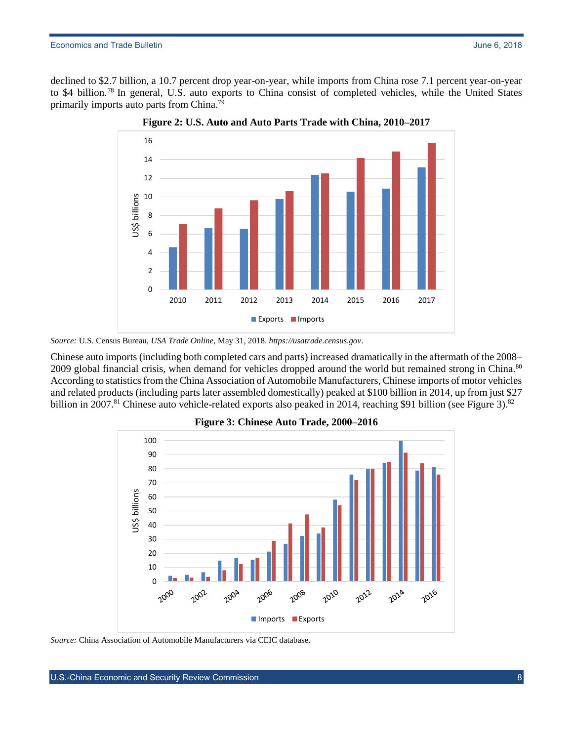declined to $2.7 billion, a 10.7 percent drop year-on-year, while imports from China rose 7.1 percent year-on-year to $4 billion.[78] In general, U.S. auto exports to China consist of completed vehicles, while the United States primarily imports auto parts from China.[79]

**Figure 2: U.S. Auto and Auto Parts Trade with China, 2010–2017**

*Source:* U.S. Census Bureau, *USA Trade Online*, May 31, 2018. *https://usatrade.census.gov*.

Chinese auto imports (including both completed cars and parts) increased dramatically in the aftermath of the 2008–2009 global financial crisis, when demand for vehicles dropped around the world but remained strong in China.[80] According to statistics from the China Association of Automobile Manufacturers, Chinese imports of motor vehicles and related products (including parts later assembled domestically) peaked at $100 billion in 2014, up from just $27 billion in 2007.[81] Chinese auto vehicle-related exports also peaked in 2014, reaching $91 billion (see Figure 3).[82]

**Figure 3: Chinese Auto Trade, 2000–2016**

*Source:* China Association of Automobile Manufacturers via CEIC database.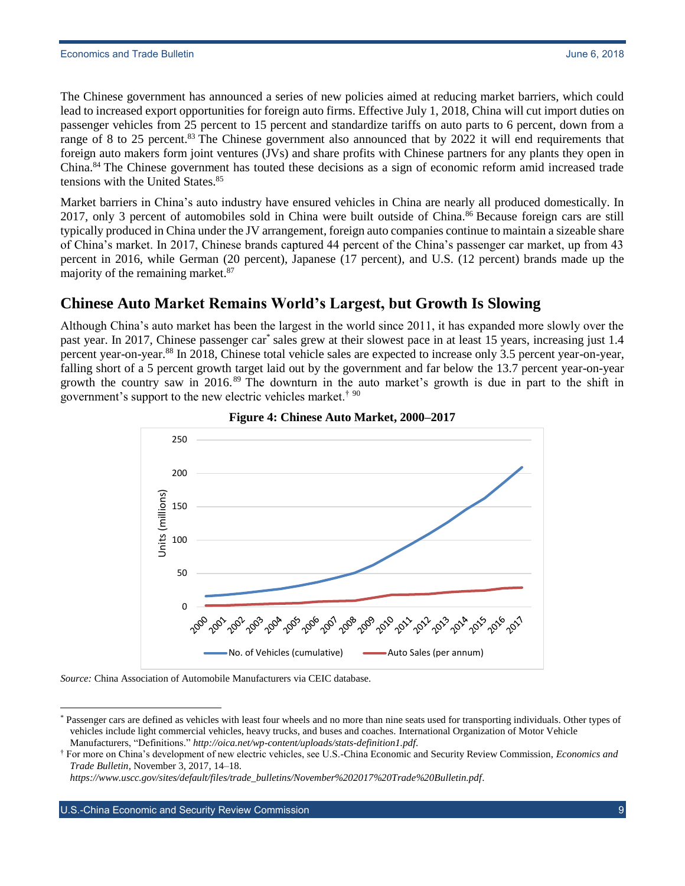The Chinese government has announced a series of new policies aimed at reducing market barriers, which could lead to increased export opportunities for foreign auto firms. Effective July 1, 2018, China will cut import duties on passenger vehicles from 25 percent to 15 percent and standardize tariffs on auto parts to 6 percent, down from a range of 8 to 25 percent.[83] The Chinese government also announced that by 2022 it will end requirements that foreign auto makers form joint ventures (JVs) and share profits with Chinese partners for any plants they open in China.[84] The Chinese government has touted these decisions as a sign of economic reform amid increased trade tensions with the United States.[85]

Market barriers in China's auto industry have ensured vehicles in China are nearly all produced domestically. In 2017, only 3 percent of automobiles sold in China were built outside of China.[86] Because foreign cars are still typically produced in China under the JV arrangement, foreign auto companies continue to maintain a sizeable share of China's market. In 2017, Chinese brands captured 44 percent of the China's passenger car market, up from 43 percent in 2016, while German (20 percent), Japanese (17 percent), and U.S. (12 percent) brands made up the majority of the remaining market.[87]

## Chinese Auto Market Remains World's Largest, but Growth Is Slowing

Although China's auto market has been the largest in the world since 2011, it has expanded more slowly over the past year. In 2017, Chinese passenger car[*] sales grew at their slowest pace in at least 15 years, increasing just 1.4 percent year-on-year.[88] In 2018, Chinese total vehicle sales are expected to increase only 3.5 percent year-on-year, falling short of a 5 percent growth target laid out by the government and far below the 13.7 percent year-on-year growth the country saw in 2016.[89] The downturn in the auto market's growth is due in part to the shift in government's support to the new electric vehicles market.[†] [90]

**Figure 4: Chinese Auto Market, 2000–2017**

*Source:* China Association of Automobile Manufacturers via CEIC database.

---

[*] Passenger cars are defined as vehicles with least four wheels and no more than nine seats used for transporting individuals. Other types of vehicles include light commercial vehicles, heavy trucks, and buses and coaches. International Organization of Motor Vehicle Manufacturers, "Definitions." *http://oica.net/wp-content/uploads/stats-definition1.pdf*.

[†] For more on China's development of new electric vehicles, see U.S.-China Economic and Security Review Commission, *Economics and Trade Bulletin*, November 3, 2017, 14–18. *https://www.uscc.gov/sites/default/files/trade_bulletins/November%202017%20Trade%20Bulletin.pdf*.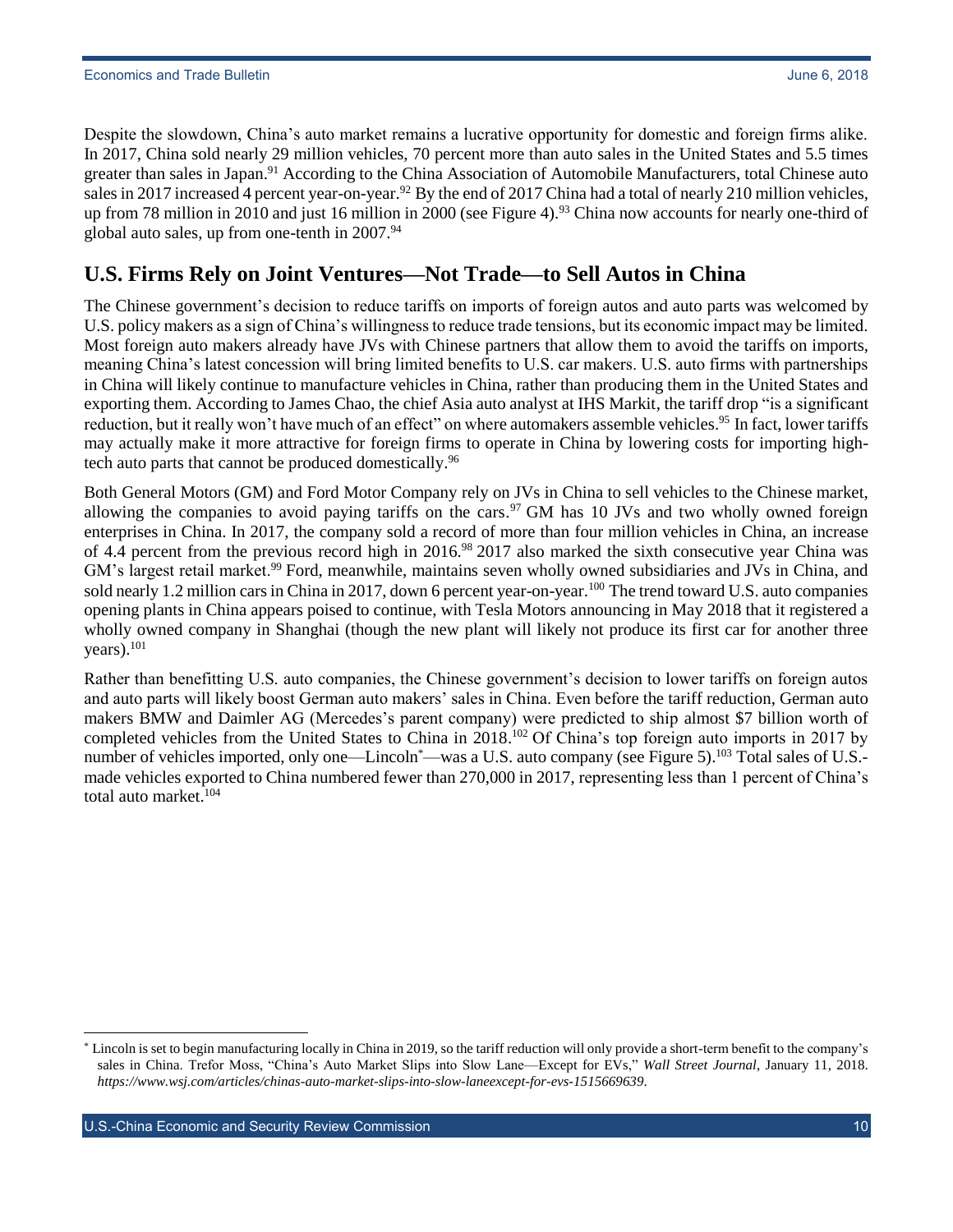Despite the slowdown, China's auto market remains a lucrative opportunity for domestic and foreign firms alike. In 2017, China sold nearly 29 million vehicles, 70 percent more than auto sales in the United States and 5.5 times greater than sales in Japan.[91] According to the China Association of Automobile Manufacturers, total Chinese auto sales in 2017 increased 4 percent year-on-year.[92] By the end of 2017 China had a total of nearly 210 million vehicles, up from 78 million in 2010 and just 16 million in 2000 (see Figure 4).[93] China now accounts for nearly one-third of global auto sales, up from one-tenth in 2007.[94]

## U.S. Firms Rely on Joint Ventures—Not Trade—to Sell Autos in China

The Chinese government's decision to reduce tariffs on imports of foreign autos and auto parts was welcomed by U.S. policy makers as a sign of China's willingness to reduce trade tensions, but its economic impact may be limited. Most foreign auto makers already have JVs with Chinese partners that allow them to avoid the tariffs on imports, meaning China's latest concession will bring limited benefits to U.S. car makers. U.S. auto firms with partnerships in China will likely continue to manufacture vehicles in China, rather than producing them in the United States and exporting them. According to James Chao, the chief Asia auto analyst at IHS Markit, the tariff drop "is a significant reduction, but it really won't have much of an effect" on where automakers assemble vehicles.[95] In fact, lower tariffs may actually make it more attractive for foreign firms to operate in China by lowering costs for importing high-tech auto parts that cannot be produced domestically.[96]

Both General Motors (GM) and Ford Motor Company rely on JVs in China to sell vehicles to the Chinese market, allowing the companies to avoid paying tariffs on the cars.[97] GM has 10 JVs and two wholly owned foreign enterprises in China. In 2017, the company sold a record of more than four million vehicles in China, an increase of 4.4 percent from the previous record high in 2016.[98] 2017 also marked the sixth consecutive year China was GM's largest retail market.[99] Ford, meanwhile, maintains seven wholly owned subsidiaries and JVs in China, and sold nearly 1.2 million cars in China in 2017, down 6 percent year-on-year.[100] The trend toward U.S. auto companies opening plants in China appears poised to continue, with Tesla Motors announcing in May 2018 that it registered a wholly owned company in Shanghai (though the new plant will likely not produce its first car for another three years).[101]

Rather than benefitting U.S. auto companies, the Chinese government's decision to lower tariffs on foreign autos and auto parts will likely boost German auto makers' sales in China. Even before the tariff reduction, German auto makers BMW and Daimler AG (Mercedes's parent company) were predicted to ship almost $7 billion worth of completed vehicles from the United States to China in 2018.[102] Of China's top foreign auto imports in 2017 by number of vehicles imported, only one—Lincoln*—was a U.S. auto company (see Figure 5).[103] Total sales of U.S.-made vehicles exported to China numbered fewer than 270,000 in 2017, representing less than 1 percent of China's total auto market.[104]

---

* Lincoln is set to begin manufacturing locally in China in 2019, so the tariff reduction will only provide a short-term benefit to the company's sales in China. Trefor Moss, "China's Auto Market Slips into Slow Lane—Except for EVs," *Wall Street Journal*, January 11, 2018. *https://www.wsj.com/articles/chinas-auto-market-slips-into-slow-laneexcept-for-evs-1515669639*.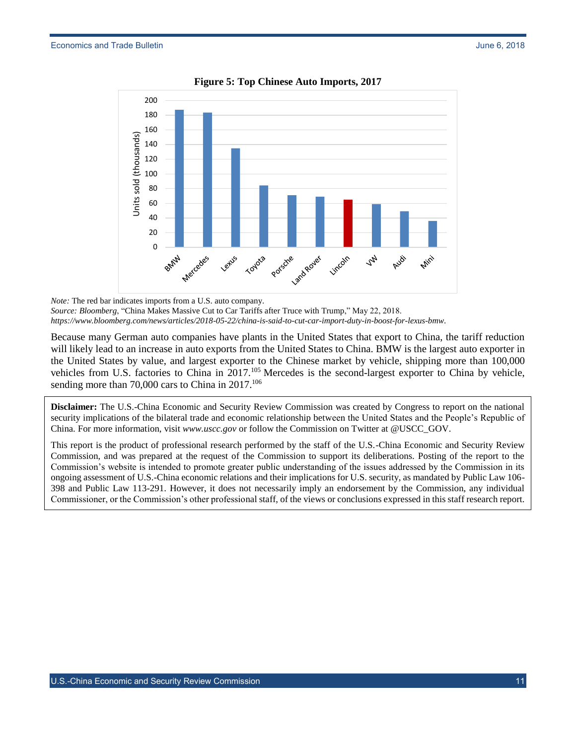**Figure 5: Top Chinese Auto Imports, 2017**

*Note:* The red bar indicates imports from a U.S. auto company.
*Source: Bloomberg*, "China Makes Massive Cut to Car Tariffs after Truce with Trump," May 22, 2018. *https://www.bloomberg.com/news/articles/2018-05-22/china-is-said-to-cut-car-import-duty-in-boost-for-lexus-bmw*.

Because many German auto companies have plants in the United States that export to China, the tariff reduction will likely lead to an increase in auto exports from the United States to China. BMW is the largest auto exporter in the United States by value, and largest exporter to the Chinese market by vehicle, shipping more than 100,000 vehicles from U.S. factories to China in 2017.[105] Mercedes is the second-largest exporter to China by vehicle, sending more than 70,000 cars to China in 2017.[106]

**Disclaimer:** The U.S.-China Economic and Security Review Commission was created by Congress to report on the national security implications of the bilateral trade and economic relationship between the United States and the People's Republic of China. For more information, visit *www.uscc.gov* or follow the Commission on Twitter at @USCC_GOV.

This report is the product of professional research performed by the staff of the U.S.-China Economic and Security Review Commission, and was prepared at the request of the Commission to support its deliberations. Posting of the report to the Commission's website is intended to promote greater public understanding of the issues addressed by the Commission in its ongoing assessment of U.S.-China economic relations and their implications for U.S. security, as mandated by Public Law 106-398 and Public Law 113-291. However, it does not necessarily imply an endorsement by the Commission, any individual Commissioner, or the Commission's other professional staff, of the views or conclusions expressed in this staff research report.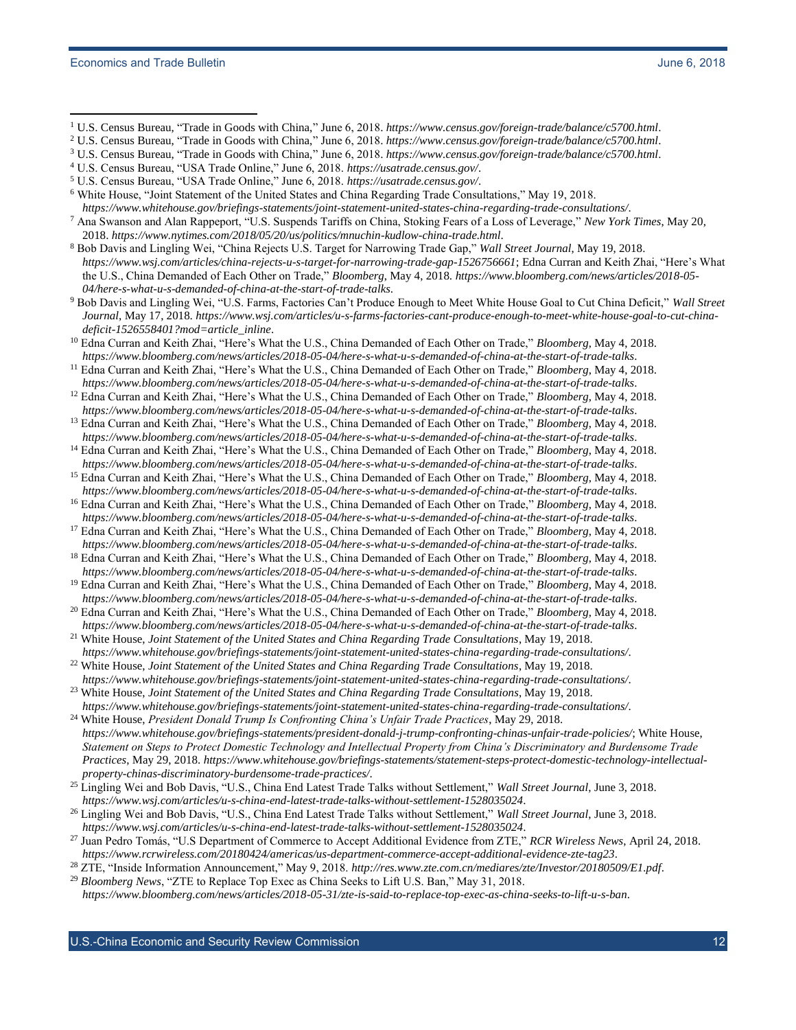[1] U.S. Census Bureau, "Trade in Goods with China," June 6, 2018. *https://www.census.gov/foreign-trade/balance/c5700.html*.

[2] U.S. Census Bureau, "Trade in Goods with China," June 6, 2018. *https://www.census.gov/foreign-trade/balance/c5700.html*.

[3] U.S. Census Bureau, "Trade in Goods with China," June 6, 2018. *https://www.census.gov/foreign-trade/balance/c5700.html*.

[4] U.S. Census Bureau, "USA Trade Online," June 6, 2018. *https://usatrade.census.gov/*.

[5] U.S. Census Bureau, "USA Trade Online," June 6, 2018. *https://usatrade.census.gov/*.

[6] White House, "Joint Statement of the United States and China Regarding Trade Consultations," May 19, 2018. *https://www.whitehouse.gov/briefings-statements/joint-statement-united-states-china-regarding-trade-consultations/*.

[7] Ana Swanson and Alan Rappeport, "U.S. Suspends Tariffs on China, Stoking Fears of a Loss of Leverage," *New York Times*, May 20, 2018. *https://www.nytimes.com/2018/05/20/us/politics/mnuchin-kudlow-china-trade.html*.

[8] Bob Davis and Lingling Wei, "China Rejects U.S. Target for Narrowing Trade Gap," *Wall Street Journal*, May 19, 2018. *https://www.wsj.com/articles/china-rejects-u-s-target-for-narrowing-trade-gap-1526756661*; Edna Curran and Keith Zhai, "Here's What the U.S., China Demanded of Each Other on Trade," *Bloomberg*, May 4, 2018. *https://www.bloomberg.com/news/articles/2018-05-04/here-s-what-u-s-demanded-of-china-at-the-start-of-trade-talks*.

[9] Bob Davis and Lingling Wei, "U.S. Farms, Factories Can't Produce Enough to Meet White House Goal to Cut China Deficit," *Wall Street Journal*, May 17, 2018. *https://www.wsj.com/articles/u-s-farms-factories-cant-produce-enough-to-meet-white-house-goal-to-cut-china-deficit-1526558401?mod=article_inline*.

[10] Edna Curran and Keith Zhai, "Here's What the U.S., China Demanded of Each Other on Trade," *Bloomberg*, May 4, 2018. *https://www.bloomberg.com/news/articles/2018-05-04/here-s-what-u-s-demanded-of-china-at-the-start-of-trade-talks*.

[11] Edna Curran and Keith Zhai, "Here's What the U.S., China Demanded of Each Other on Trade," *Bloomberg*, May 4, 2018. *https://www.bloomberg.com/news/articles/2018-05-04/here-s-what-u-s-demanded-of-china-at-the-start-of-trade-talks*.

[12] Edna Curran and Keith Zhai, "Here's What the U.S., China Demanded of Each Other on Trade," *Bloomberg*, May 4, 2018. *https://www.bloomberg.com/news/articles/2018-05-04/here-s-what-u-s-demanded-of-china-at-the-start-of-trade-talks*.

[13] Edna Curran and Keith Zhai, "Here's What the U.S., China Demanded of Each Other on Trade," *Bloomberg*, May 4, 2018. *https://www.bloomberg.com/news/articles/2018-05-04/here-s-what-u-s-demanded-of-china-at-the-start-of-trade-talks*.

[14] Edna Curran and Keith Zhai, "Here's What the U.S., China Demanded of Each Other on Trade," *Bloomberg*, May 4, 2018. *https://www.bloomberg.com/news/articles/2018-05-04/here-s-what-u-s-demanded-of-china-at-the-start-of-trade-talks*.

[15] Edna Curran and Keith Zhai, "Here's What the U.S., China Demanded of Each Other on Trade," *Bloomberg*, May 4, 2018. *https://www.bloomberg.com/news/articles/2018-05-04/here-s-what-u-s-demanded-of-china-at-the-start-of-trade-talks*.

[16] Edna Curran and Keith Zhai, "Here's What the U.S., China Demanded of Each Other on Trade," *Bloomberg*, May 4, 2018. *https://www.bloomberg.com/news/articles/2018-05-04/here-s-what-u-s-demanded-of-china-at-the-start-of-trade-talks*.

[17] Edna Curran and Keith Zhai, "Here's What the U.S., China Demanded of Each Other on Trade," *Bloomberg*, May 4, 2018. *https://www.bloomberg.com/news/articles/2018-05-04/here-s-what-u-s-demanded-of-china-at-the-start-of-trade-talks*.

[18] Edna Curran and Keith Zhai, "Here's What the U.S., China Demanded of Each Other on Trade," *Bloomberg*, May 4, 2018. *https://www.bloomberg.com/news/articles/2018-05-04/here-s-what-u-s-demanded-of-china-at-the-start-of-trade-talks*.

[19] Edna Curran and Keith Zhai, "Here's What the U.S., China Demanded of Each Other on Trade," *Bloomberg*, May 4, 2018. *https://www.bloomberg.com/news/articles/2018-05-04/here-s-what-u-s-demanded-of-china-at-the-start-of-trade-talks*.

[20] Edna Curran and Keith Zhai, "Here's What the U.S., China Demanded of Each Other on Trade," *Bloomberg*, May 4, 2018. *https://www.bloomberg.com/news/articles/2018-05-04/here-s-what-u-s-demanded-of-china-at-the-start-of-trade-talks*.

[21] White House, *Joint Statement of the United States and China Regarding Trade Consultations*, May 19, 2018. *https://www.whitehouse.gov/briefings-statements/joint-statement-united-states-china-regarding-trade-consultations/*.

[22] White House, *Joint Statement of the United States and China Regarding Trade Consultations*, May 19, 2018. *https://www.whitehouse.gov/briefings-statements/joint-statement-united-states-china-regarding-trade-consultations/*.

[23] White House, *Joint Statement of the United States and China Regarding Trade Consultations*, May 19, 2018. *https://www.whitehouse.gov/briefings-statements/joint-statement-united-states-china-regarding-trade-consultations/*.

[24] White House, *President Donald Trump Is Confronting China's Unfair Trade Practices*, May 29, 2018. *https://www.whitehouse.gov/briefings-statements/president-donald-j-trump-confronting-chinas-unfair-trade-policies/*; White House, *Statement on Steps to Protect Domestic Technology and Intellectual Property from China's Discriminatory and Burdensome Trade Practices*, May 29, 2018. *https://www.whitehouse.gov/briefings-statements/statement-steps-protect-domestic-technology-intellectual-property-chinas-discriminatory-burdensome-trade-practices/*.

[25] Lingling Wei and Bob Davis, "U.S., China End Latest Trade Talks without Settlement," *Wall Street Journal*, June 3, 2018. *https://www.wsj.com/articles/u-s-china-end-latest-trade-talks-without-settlement-1528035024*.

[26] Lingling Wei and Bob Davis, "U.S., China End Latest Trade Talks without Settlement," *Wall Street Journal*, June 3, 2018. *https://www.wsj.com/articles/u-s-china-end-latest-trade-talks-without-settlement-1528035024*.

[27] Juan Pedro Tomás, "U.S Department of Commerce to Accept Additional Evidence from ZTE," *RCR Wireless News*, April 24, 2018. *https://www.rcrwireless.com/20180424/americas/us-department-commerce-accept-additional-evidence-zte-tag23*.

[28] ZTE, "Inside Information Announcement," May 9, 2018. *http://res.www.zte.com.cn/mediares/zte/Investor/20180509/E1.pdf*.

[29] *Bloomberg News*, "ZTE to Replace Top Exec as China Seeks to Lift U.S. Ban," May 31, 2018. *https://www.bloomberg.com/news/articles/2018-05-31/zte-is-said-to-replace-top-exec-as-china-seeks-to-lift-u-s-ban*.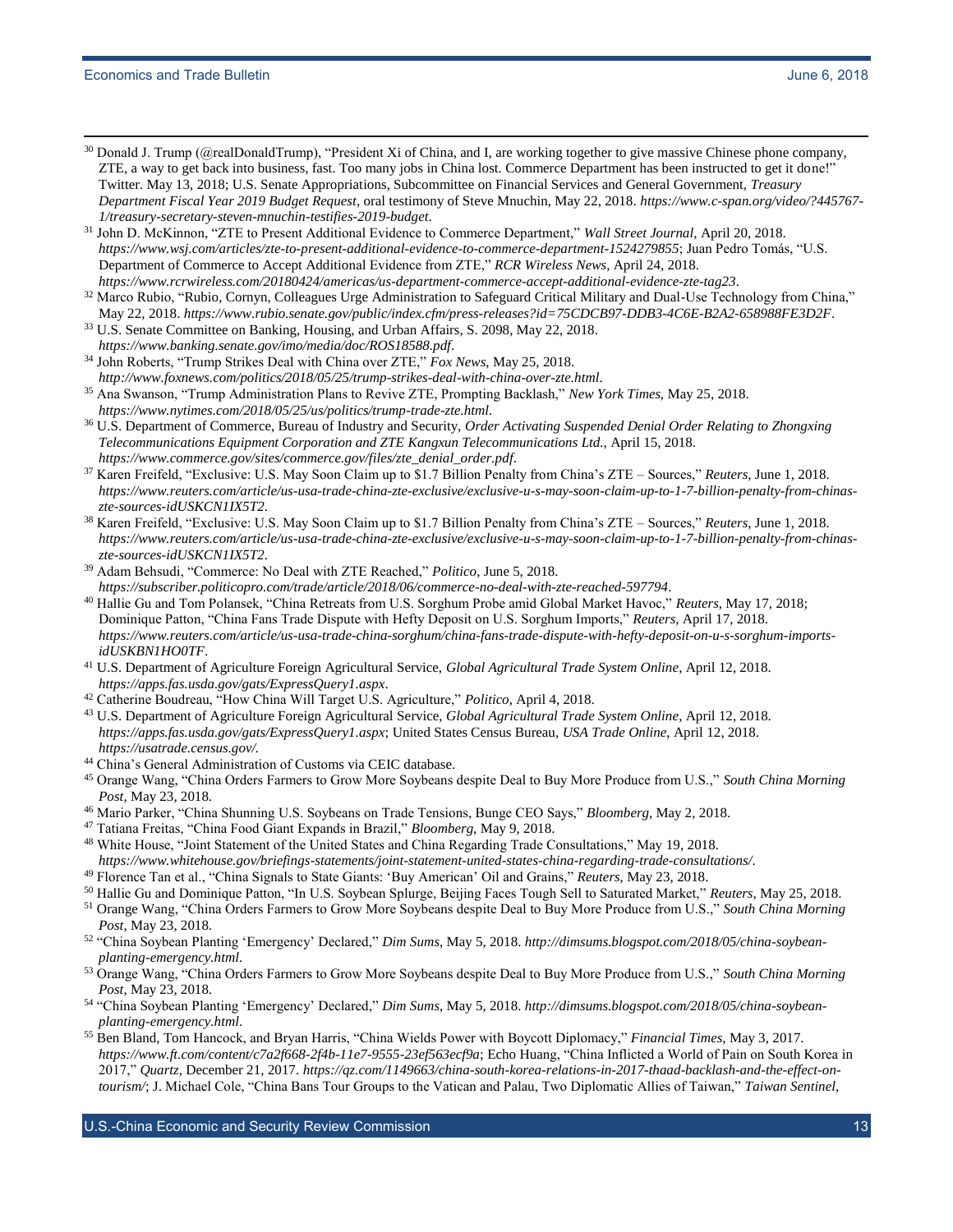[30] Donald J. Trump (@realDonaldTrump), "President Xi of China, and I, are working together to give massive Chinese phone company, ZTE, a way to get back into business, fast. Too many jobs in China lost. Commerce Department has been instructed to get it done!" Twitter. May 13, 2018; U.S. Senate Appropriations, Subcommittee on Financial Services and General Government, *Treasury Department Fiscal Year 2019 Budget Request*, oral testimony of Steve Mnuchin, May 22, 2018. *https://www.c-span.org/video/?445767-1/treasury-secretary-steven-mnuchin-testifies-2019-budget*.

[31] John D. McKinnon, "ZTE to Present Additional Evidence to Commerce Department," *Wall Street Journal*, April 20, 2018. *https://www.wsj.com/articles/zte-to-present-additional-evidence-to-commerce-department-1524279855*; Juan Pedro Tomás, "U.S. Department of Commerce to Accept Additional Evidence from ZTE," *RCR Wireless News*, April 24, 2018. *https://www.rcrwireless.com/20180424/americas/us-department-commerce-accept-additional-evidence-zte-tag23*.

[32] Marco Rubio, "Rubio, Cornyn, Colleagues Urge Administration to Safeguard Critical Military and Dual-Use Technology from China," May 22, 2018. *https://www.rubio.senate.gov/public/index.cfm/press-releases?id=75CDCB97-DDB3-4C6E-B2A2-658988FE3D2F*.

[33] U.S. Senate Committee on Banking, Housing, and Urban Affairs, S. 2098, May 22, 2018. *https://www.banking.senate.gov/imo/media/doc/ROS18588.pdf*.

[34] John Roberts, "Trump Strikes Deal with China over ZTE," *Fox News*, May 25, 2018. *http://www.foxnews.com/politics/2018/05/25/trump-strikes-deal-with-china-over-zte.html*.

[35] Ana Swanson, "Trump Administration Plans to Revive ZTE, Prompting Backlash," *New York Times*, May 25, 2018. *https://www.nytimes.com/2018/05/25/us/politics/trump-trade-zte.html*.

[36] U.S. Department of Commerce, Bureau of Industry and Security, *Order Activating Suspended Denial Order Relating to Zhongxing Telecommunications Equipment Corporation and ZTE Kangxun Telecommunications Ltd.*, April 15, 2018. *https://www.commerce.gov/sites/commerce.gov/files/zte_denial_order.pdf*.

[37] Karen Freifeld, "Exclusive: U.S. May Soon Claim up to $1.7 Billion Penalty from China's ZTE – Sources," *Reuters*, June 1, 2018. *https://www.reuters.com/article/us-usa-trade-china-zte-exclusive/exclusive-u-s-may-soon-claim-up-to-1-7-billion-penalty-from-chinas-zte-sources-idUSKCN1IX5T2*.

[38] Karen Freifeld, "Exclusive: U.S. May Soon Claim up to $1.7 Billion Penalty from China's ZTE – Sources," *Reuters*, June 1, 2018. *https://www.reuters.com/article/us-usa-trade-china-zte-exclusive/exclusive-u-s-may-soon-claim-up-to-1-7-billion-penalty-from-chinas-zte-sources-idUSKCN1IX5T2*.

[39] Adam Behsudi, "Commerce: No Deal with ZTE Reached," *Politico*, June 5, 2018. *https://subscriber.politicopro.com/trade/article/2018/06/commerce-no-deal-with-zte-reached-597794*.

[40] Hallie Gu and Tom Polansek, "China Retreats from U.S. Sorghum Probe amid Global Market Havoc," *Reuters*, May 17, 2018; Dominique Patton, "China Fans Trade Dispute with Hefty Deposit on U.S. Sorghum Imports," *Reuters*, April 17, 2018. *https://www.reuters.com/article/us-usa-trade-china-sorghum/china-fans-trade-dispute-with-hefty-deposit-on-u-s-sorghum-imports-idUSKBN1HO0TF*.

[41] U.S. Department of Agriculture Foreign Agricultural Service, *Global Agricultural Trade System Online*, April 12, 2018. *https://apps.fas.usda.gov/gats/ExpressQuery1.aspx*.

[42] Catherine Boudreau, "How China Will Target U.S. Agriculture," *Politico*, April 4, 2018.

[43] U.S. Department of Agriculture Foreign Agricultural Service, *Global Agricultural Trade System Online*, April 12, 2018. *https://apps.fas.usda.gov/gats/ExpressQuery1.aspx*; United States Census Bureau, *USA Trade Online*, April 12, 2018. *https://usatrade.census.gov/*.

[44] China's General Administration of Customs via CEIC database.

[45] Orange Wang, "China Orders Farmers to Grow More Soybeans despite Deal to Buy More Produce from U.S.," *South China Morning Post*, May 23, 2018.

[46] Mario Parker, "China Shunning U.S. Soybeans on Trade Tensions, Bunge CEO Says," *Bloomberg*, May 2, 2018.

[47] Tatiana Freitas, "China Food Giant Expands in Brazil," *Bloomberg*, May 9, 2018.

[48] White House, "Joint Statement of the United States and China Regarding Trade Consultations," May 19, 2018. *https://www.whitehouse.gov/briefings-statements/joint-statement-united-states-china-regarding-trade-consultations/*.

[49] Florence Tan et al., "China Signals to State Giants: 'Buy American' Oil and Grains," *Reuters*, May 23, 2018.

[50] Hallie Gu and Dominique Patton, "In U.S. Soybean Splurge, Beijing Faces Tough Sell to Saturated Market," *Reuters*, May 25, 2018.

[51] Orange Wang, "China Orders Farmers to Grow More Soybeans despite Deal to Buy More Produce from U.S.," *South China Morning Post*, May 23, 2018.

[52] "China Soybean Planting 'Emergency' Declared," *Dim Sums*, May 5, 2018. *http://dimsums.blogspot.com/2018/05/china-soybean-planting-emergency.html*.

[53] Orange Wang, "China Orders Farmers to Grow More Soybeans despite Deal to Buy More Produce from U.S.," *South China Morning Post*, May 23, 2018.

[54] "China Soybean Planting 'Emergency' Declared," *Dim Sums*, May 5, 2018. *http://dimsums.blogspot.com/2018/05/china-soybean-planting-emergency.html*.

[55] Ben Bland, Tom Hancock, and Bryan Harris, "China Wields Power with Boycott Diplomacy," *Financial Times*, May 3, 2017. *https://www.ft.com/content/c7a2f668-2f4b-11e7-9555-23ef563ecf9a*; Echo Huang, "China Inflicted a World of Pain on South Korea in 2017," *Quartz*, December 21, 2017. *https://qz.com/1149663/china-south-korea-relations-in-2017-thaad-backlash-and-the-effect-on-tourism/*; J. Michael Cole, "China Bans Tour Groups to the Vatican and Palau, Two Diplomatic Allies of Taiwan," *Taiwan Sentinel*,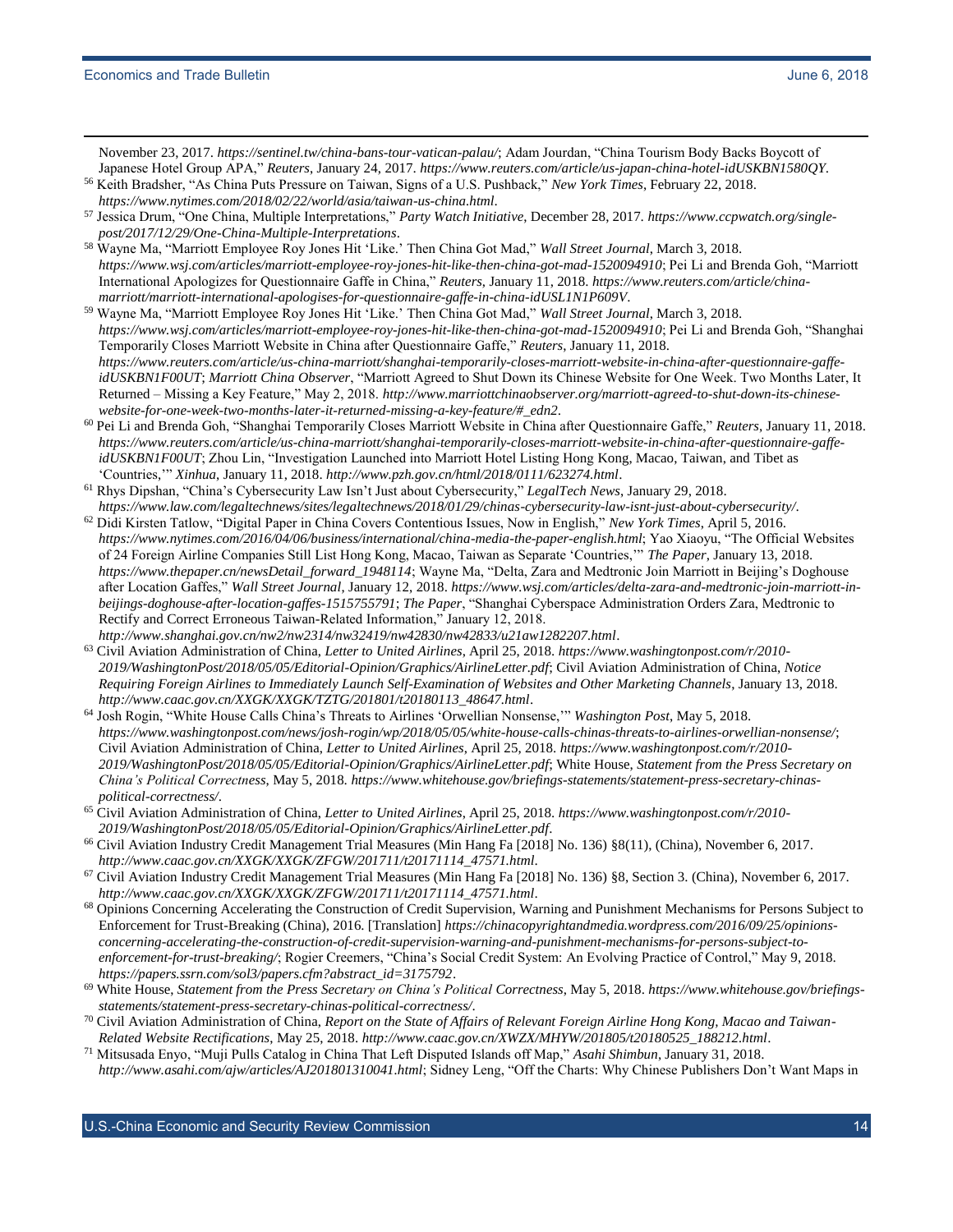November 23, 2017. *https://sentinel.tw/china-bans-tour-vatican-palau/*; Adam Jourdan, "China Tourism Body Backs Boycott of Japanese Hotel Group APA," *Reuters*, January 24, 2017. *https://www.reuters.com/article/us-japan-china-hotel-idUSKBN1580QY*.

[56] Keith Bradsher, "As China Puts Pressure on Taiwan, Signs of a U.S. Pushback," *New York Times*, February 22, 2018. *https://www.nytimes.com/2018/02/22/world/asia/taiwan-us-china.html*.

[57] Jessica Drum, "One China, Multiple Interpretations," *Party Watch Initiative*, December 28, 2017. *https://www.ccpwatch.org/single-post/2017/12/29/One-China-Multiple-Interpretations*.

[58] Wayne Ma, "Marriott Employee Roy Jones Hit 'Like.' Then China Got Mad," *Wall Street Journal*, March 3, 2018. *https://www.wsj.com/articles/marriott-employee-roy-jones-hit-like-then-china-got-mad-1520094910*; Pei Li and Brenda Goh, "Marriott International Apologizes for Questionnaire Gaffe in China," *Reuters*, January 11, 2018. *https://www.reuters.com/article/china-marriott/marriott-international-apologises-for-questionnaire-gaffe-in-china-idUSL1N1P609V*.

[59] Wayne Ma, "Marriott Employee Roy Jones Hit 'Like.' Then China Got Mad," *Wall Street Journal*, March 3, 2018. *https://www.wsj.com/articles/marriott-employee-roy-jones-hit-like-then-china-got-mad-1520094910*; Pei Li and Brenda Goh, "Shanghai Temporarily Closes Marriott Website in China after Questionnaire Gaffe," *Reuters*, January 11, 2018. *https://www.reuters.com/article/us-china-marriott/shanghai-temporarily-closes-marriott-website-in-china-after-questionnaire-gaffe-idUSKBN1F00UT*; *Marriott China Observer*, "Marriott Agreed to Shut Down its Chinese Website for One Week. Two Months Later, It Returned – Missing a Key Feature," May 2, 2018. *http://www.marriottchinaobserver.org/marriott-agreed-to-shut-down-its-chinese-website-for-one-week-two-months-later-it-returned-missing-a-key-feature/#_edn2*.

[60] Pei Li and Brenda Goh, "Shanghai Temporarily Closes Marriott Website in China after Questionnaire Gaffe," *Reuters*, January 11, 2018. *https://www.reuters.com/article/us-china-marriott/shanghai-temporarily-closes-marriott-website-in-china-after-questionnaire-gaffe-idUSKBN1F00UT*; Zhou Lin, "Investigation Launched into Marriott Hotel Listing Hong Kong, Macao, Taiwan, and Tibet as 'Countries,'" *Xinhua*, January 11, 2018. *http://www.pzh.gov.cn/html/2018/0111/623274.html*.

[61] Rhys Dipshan, "China's Cybersecurity Law Isn't Just about Cybersecurity," *LegalTech News*, January 29, 2018. *https://www.law.com/legaltechnews/sites/legaltechnews/2018/01/29/chinas-cybersecurity-law-isnt-just-about-cybersecurity/*.

[62] Didi Kirsten Tatlow, "Digital Paper in China Covers Contentious Issues, Now in English," *New York Times*, April 5, 2016. *https://www.nytimes.com/2016/04/06/business/international/china-media-the-paper-english.html*; Yao Xiaoyu, "The Official Websites of 24 Foreign Airline Companies Still List Hong Kong, Macao, Taiwan as Separate 'Countries,'" *The Paper*, January 13, 2018. *https://www.thepaper.cn/newsDetail_forward_1948114*; Wayne Ma, "Delta, Zara and Medtronic Join Marriott in Beijing's Doghouse after Location Gaffes," *Wall Street Journal*, January 12, 2018. *https://www.wsj.com/articles/delta-zara-and-medtronic-join-marriott-in-beijings-doghouse-after-location-gaffes-1515755791*; *The Paper*, "Shanghai Cyberspace Administration Orders Zara, Medtronic to Rectify and Correct Erroneous Taiwan-Related Information," January 12, 2018. *http://www.shanghai.gov.cn/nw2/nw2314/nw32419/nw42830/nw42833/u21aw1282207.html*.

[63] Civil Aviation Administration of China, *Letter to United Airlines*, April 25, 2018. *https://www.washingtonpost.com/r/2010-2019/WashingtonPost/2018/05/05/Editorial-Opinion/Graphics/AirlineLetter.pdf*; Civil Aviation Administration of China, *Notice Requiring Foreign Airlines to Immediately Launch Self-Examination of Websites and Other Marketing Channels*, January 13, 2018. *http://www.caac.gov.cn/XXGK/XXGK/TZTG/201801/t20180113_48647.html*.

[64] Josh Rogin, "White House Calls China's Threats to Airlines 'Orwellian Nonsense,'" *Washington Post*, May 5, 2018. *https://www.washingtonpost.com/news/josh-rogin/wp/2018/05/05/white-house-calls-chinas-threats-to-airlines-orwellian-nonsense/*; Civil Aviation Administration of China, *Letter to United Airlines*, April 25, 2018. *https://www.washingtonpost.com/r/2010-2019/WashingtonPost/2018/05/05/Editorial-Opinion/Graphics/AirlineLetter.pdf*; White House, *Statement from the Press Secretary on China's Political Correctness*, May 5, 2018. *https://www.whitehouse.gov/briefings-statements/statement-press-secretary-chinas-political-correctness/*.

[65] Civil Aviation Administration of China, *Letter to United Airlines*, April 25, 2018. *https://www.washingtonpost.com/r/2010-2019/WashingtonPost/2018/05/05/Editorial-Opinion/Graphics/AirlineLetter.pdf*.

[66] Civil Aviation Industry Credit Management Trial Measures (Min Hang Fa [2018] No. 136) §8(11), (China), November 6, 2017. *http://www.caac.gov.cn/XXGK/XXGK/ZFGW/201711/t20171114_47571.html*.

[67] Civil Aviation Industry Credit Management Trial Measures (Min Hang Fa [2018] No. 136) §8, Section 3. (China), November 6, 2017. *http://www.caac.gov.cn/XXGK/XXGK/ZFGW/201711/t20171114_47571.html*.

[68] Opinions Concerning Accelerating the Construction of Credit Supervision, Warning and Punishment Mechanisms for Persons Subject to Enforcement for Trust-Breaking (China), 2016. [Translation] *https://chinacopyrightandmedia.wordpress.com/2016/09/25/opinions-concerning-accelerating-the-construction-of-credit-supervision-warning-and-punishment-mechanisms-for-persons-subject-to-enforcement-for-trust-breaking/*; Rogier Creemers, "China's Social Credit System: An Evolving Practice of Control," May 9, 2018. *https://papers.ssrn.com/sol3/papers.cfm?abstract_id=3175792*.

[69] White House, *Statement from the Press Secretary on China's Political Correctness*, May 5, 2018. *https://www.whitehouse.gov/briefings-statements/statement-press-secretary-chinas-political-correctness/*.

[70] Civil Aviation Administration of China, *Report on the State of Affairs of Relevant Foreign Airline Hong Kong, Macao and Taiwan-Related Website Rectifications*, May 25, 2018. *http://www.caac.gov.cn/XWZX/MHYW/201805/t20180525_188212.html*.

[71] Mitsusada Enyo, "Muji Pulls Catalog in China That Left Disputed Islands off Map," *Asahi Shimbun*, January 31, 2018. *http://www.asahi.com/ajw/articles/AJ201801310041.html*; Sidney Leng, "Off the Charts: Why Chinese Publishers Don't Want Maps in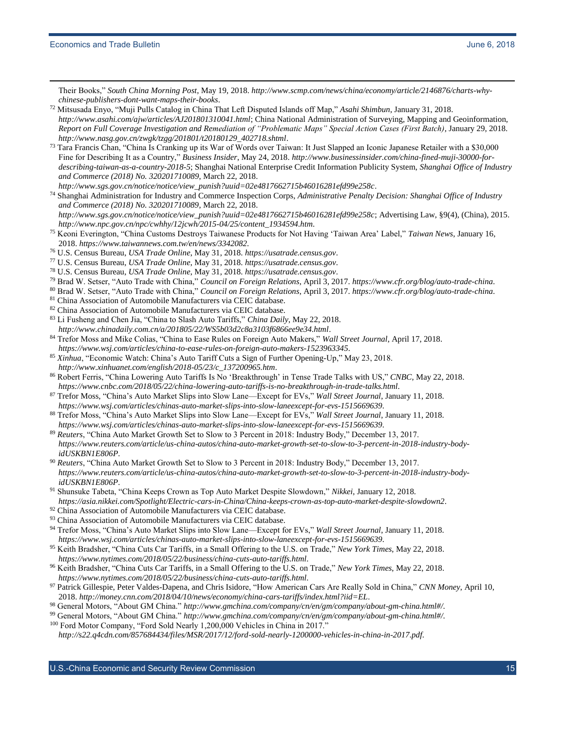Their Books," *South China Morning Post*, May 19, 2018. *http://www.scmp.com/news/china/economy/article/2146876/charts-why-chinese-publishers-dont-want-maps-their-books*.

[72] Mitsusada Enyo, "Muji Pulls Catalog in China That Left Disputed Islands off Map," *Asahi Shimbun*, January 31, 2018. *http://www.asahi.com/ajw/articles/AJ201801310041.html*; China National Administration of Surveying, Mapping and Geoinformation, *Report on Full Coverage Investigation and Remediation of "Problematic Maps" Special Action Cases (First Batch)*, January 29, 2018. *http://www.nasg.gov.cn/zwgk/tzgg/201801/t20180129_402718.shtml*.

[73] Tara Francis Chan, "China Is Cranking up its War of Words over Taiwan: It Just Slapped an Iconic Japanese Retailer with a $30,000 Fine for Describing It as a Country," *Business Insider*, May 24, 2018. *http://www.businessinsider.com/china-fined-muji-30000-for-describing-taiwan-as-a-country-2018-5*; Shanghai National Enterprise Credit Information Publicity System, *Shanghai Office of Industry and Commerce (2018) No. 320201710089*, March 22, 2018. *http://www.sgs.gov.cn/notice/notice/view_punish?uuid=02e4817662715b46016281efd99e258c*.

[74] Shanghai Administration for Industry and Commerce Inspection Corps, *Administrative Penalty Decision: Shanghai Office of Industry and Commerce (2018) No. 320201710089*, March 22, 2018. *http://www.sgs.gov.cn/notice/notice/view_punish?uuid=02e4817662715b46016281efd99e258c*; Advertising Law, §9(4), (China), 2015. *http://www.npc.gov.cn/npc/cwhhy/12jcwh/2015-04/25/content_1934594.htm*.

[75] Keoni Everington, "China Customs Destroys Taiwanese Products for Not Having 'Taiwan Area' Label," *Taiwan News*, January 16, 2018. *https://www.taiwannews.com.tw/en/news/3342082*.

[76] U.S. Census Bureau, *USA Trade Online*, May 31, 2018. *https://usatrade.census.gov*.

[77] U.S. Census Bureau, *USA Trade Online*, May 31, 2018. *https://usatrade.census.gov*.

[78] U.S. Census Bureau, *USA Trade Online*, May 31, 2018. *https://usatrade.census.gov*.

[79] Brad W. Setser, "Auto Trade with China," *Council on Foreign Relations*, April 3, 2017. *https://www.cfr.org/blog/auto-trade-china*.

[80] Brad W. Setser, "Auto Trade with China," *Council on Foreign Relations*, April 3, 2017. *https://www.cfr.org/blog/auto-trade-china*.

[81] China Association of Automobile Manufacturers via CEIC database.

[82] China Association of Automobile Manufacturers via CEIC database.

[83] Li Fusheng and Chen Jia, "China to Slash Auto Tariffs," *China Daily*, May 22, 2018. *http://www.chinadaily.com.cn/a/201805/22/WS5b03d2c8a3103f6866ee9e34.html*.

[84] Trefor Moss and Mike Colias, "China to Ease Rules on Foreign Auto Makers," *Wall Street Journal*, April 17, 2018. *https://www.wsj.com/articles/china-to-ease-rules-on-foreign-auto-makers-1523963345*.

[85] *Xinhua*, "Economic Watch: China's Auto Tariff Cuts a Sign of Further Opening-Up," May 23, 2018. *http://www.xinhuanet.com/english/2018-05/23/c_137200965.htm*.

[86] Robert Ferris, "China Lowering Auto Tariffs Is No 'Breakthrough' in Tense Trade Talks with US," *CNBC*, May 22, 2018. *https://www.cnbc.com/2018/05/22/china-lowering-auto-tariffs-is-no-breakthrough-in-trade-talks.html*.

[87] Trefor Moss, "China's Auto Market Slips into Slow Lane—Except for EVs," *Wall Street Journal*, January 11, 2018. *https://www.wsj.com/articles/chinas-auto-market-slips-into-slow-laneexcept-for-evs-1515669639*.

[88] Trefor Moss, "China's Auto Market Slips into Slow Lane—Except for EVs," *Wall Street Journal*, January 11, 2018. *https://www.wsj.com/articles/chinas-auto-market-slips-into-slow-laneexcept-for-evs-1515669639*.

[89] *Reuters*, "China Auto Market Growth Set to Slow to 3 Percent in 2018: Industry Body," December 13, 2017. *https://www.reuters.com/article/us-china-autos/china-auto-market-growth-set-to-slow-to-3-percent-in-2018-industry-body-idUSKBN1E806P*.

[90] *Reuters*, "China Auto Market Growth Set to Slow to 3 Percent in 2018: Industry Body," December 13, 2017. *https://www.reuters.com/article/us-china-autos/china-auto-market-growth-set-to-slow-to-3-percent-in-2018-industry-body-idUSKBN1E806P*.

[91] Shunsuke Tabeta, "China Keeps Crown as Top Auto Market Despite Slowdown," *Nikkei*, January 12, 2018. *https://asia.nikkei.com/Spotlight/Electric-cars-in-China/China-keeps-crown-as-top-auto-market-despite-slowdown2*.

[92] China Association of Automobile Manufacturers via CEIC database.

[93] China Association of Automobile Manufacturers via CEIC database.

[94] Trefor Moss, "China's Auto Market Slips into Slow Lane—Except for EVs," *Wall Street Journal*, January 11, 2018. *https://www.wsj.com/articles/chinas-auto-market-slips-into-slow-laneexcept-for-evs-1515669639*.

[95] Keith Bradsher, "China Cuts Car Tariffs, in a Small Offering to the U.S. on Trade," *New York Times*, May 22, 2018. *https://www.nytimes.com/2018/05/22/business/china-cuts-auto-tariffs.html*.

[96] Keith Bradsher, "China Cuts Car Tariffs, in a Small Offering to the U.S. on Trade," *New York Times*, May 22, 2018. *https://www.nytimes.com/2018/05/22/business/china-cuts-auto-tariffs.html*.

[97] Patrick Gillespie, Peter Valdes-Dapena, and Chris Isidore, "How American Cars Are Really Sold in China," *CNN Money*, April 10, 2018. *http://money.cnn.com/2018/04/10/news/economy/china-cars-tariffs/index.html?iid=EL*.

[98] General Motors, "About GM China." *http://www.gmchina.com/company/cn/en/gm/company/about-gm-china.html#/*.

[99] General Motors, "About GM China." *http://www.gmchina.com/company/cn/en/gm/company/about-gm-china.html#/*.

[100] Ford Motor Company, "Ford Sold Nearly 1,200,000 Vehicles in China in 2017." *http://s22.q4cdn.com/857684434/files/MSR/2017/12/ford-sold-nearly-1200000-vehicles-in-china-in-2017.pdf*.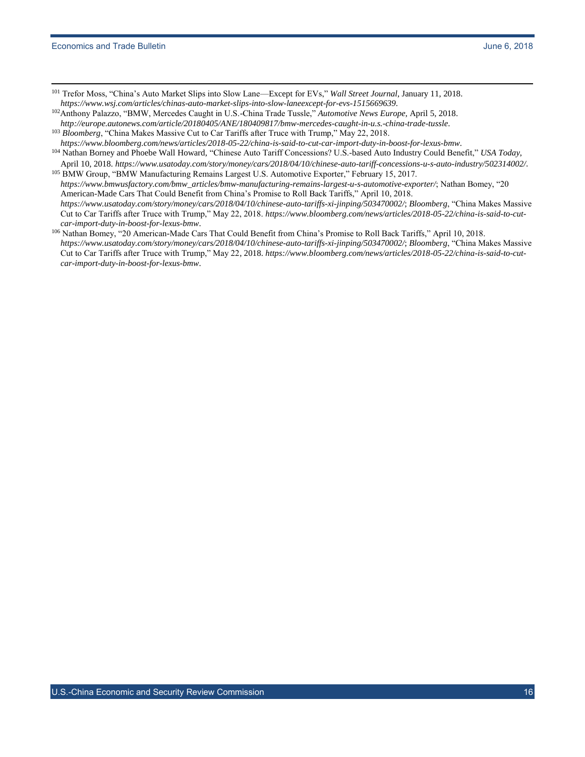[101] Trefor Moss, "China's Auto Market Slips into Slow Lane—Except for EVs," *Wall Street Journal*, January 11, 2018. *https://www.wsj.com/articles/chinas-auto-market-slips-into-slow-laneexcept-for-evs-1515669639*.

[102] Anthony Palazzo, "BMW, Mercedes Caught in U.S.-China Trade Tussle," *Automotive News Europe*, April 5, 2018. *http://europe.autonews.com/article/20180405/ANE/180409817/bmw-mercedes-caught-in-u.s.-china-trade-tussle*.

[103] *Bloomberg*, "China Makes Massive Cut to Car Tariffs after Truce with Trump," May 22, 2018. *https://www.bloomberg.com/news/articles/2018-05-22/china-is-said-to-cut-car-import-duty-in-boost-for-lexus-bmw*.

[104] Nathan Borney and Phoebe Wall Howard, "Chinese Auto Tariff Concessions? U.S.-based Auto Industry Could Benefit," *USA Today*, April 10, 2018. *https://www.usatoday.com/story/money/cars/2018/04/10/chinese-auto-tariff-concessions-u-s-auto-industry/502314002/*.

[105] BMW Group, "BMW Manufacturing Remains Largest U.S. Automotive Exporter," February 15, 2017. *https://www.bmwusfactory.com/bmw_articles/bmw-manufacturing-remains-largest-u-s-automotive-exporter/*; Nathan Bomey, "20 American-Made Cars That Could Benefit from China's Promise to Roll Back Tariffs," April 10, 2018. *https://www.usatoday.com/story/money/cars/2018/04/10/chinese-auto-tariffs-xi-jinping/503470002/*; *Bloomberg*, "China Makes Massive Cut to Car Tariffs after Truce with Trump," May 22, 2018. *https://www.bloomberg.com/news/articles/2018-05-22/china-is-said-to-cut-car-import-duty-in-boost-for-lexus-bmw*.

[106] Nathan Bomey, "20 American-Made Cars That Could Benefit from China's Promise to Roll Back Tariffs," April 10, 2018. *https://www.usatoday.com/story/money/cars/2018/04/10/chinese-auto-tariffs-xi-jinping/503470002/*; *Bloomberg*, "China Makes Massive Cut to Car Tariffs after Truce with Trump," May 22, 2018. *https://www.bloomberg.com/news/articles/2018-05-22/china-is-said-to-cut-car-import-duty-in-boost-for-lexus-bmw*.